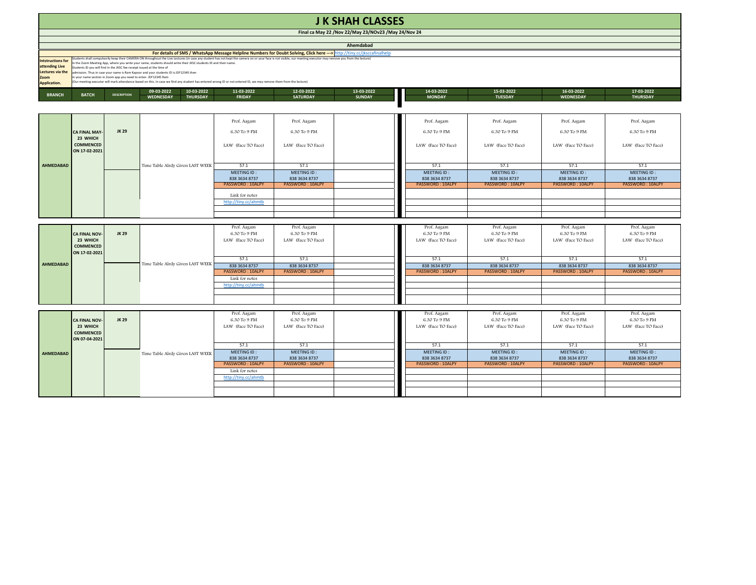# J K SHAH CLASSES

**Final ca May 22 /Nov 22/May 23/NOv23 /May 24/Nov 24**

**Ahemdabad**

**For details of SMS / WhatsApp Message Helpline Numbers for Doubt Solving, Click here --->** http://tiny.cc/jksccafinalhelp

**Intstructions for attending Live Lectures via the Zoom Application.**

Students shall compulsorily keep their CAMERA ON throughout the Live Lectures (in case any student has not kept the camera on or your face is not visible, our meeting executor may remove you from the lecture)
In the Zoom Meeting App, where you write your name, students should write their JKSC students ID and their name.
Students ID you will find in the JKSC fee receipt issued at the time of admission. Thus in case your name is Ram Kapoor and your students ID is JDF12345 then in your name section in Zoom app you need to enter- JDF12345 Ram
(Our meeting executor will mark attendance based on this. In case we find any student has entered wrong ID or not entered ID, we may remove them from the lecture)

| BRANCH | BATCH | DESCRIPTION | 09-03-2022 WEDNESDAY | 10-03-2022 THURSDAY | 11-03-2022 FRIDAY | 12-03-2022 SATURDAY | 13-03-2022 SUNDAY | 14-03-2022 MONDAY | 15-03-2022 TUESDAY | 16-03-2022 WEDNESDAY | 17-03-2022 THURSDAY |
|---|---|---|---|---|---|---|---|---|---|---|---|
| AHMEDABAD | CA FINAL MAY-23 WHICH COMMENCED ON 17-02-2021 | JK 29 | Time Table Alrdy Given LAST WEEK | | Prof. Aagam<br>6.30 To 9 PM<br>LAW (Face TO Face)<br>57.1<br>MEETING ID : 838 3634 8737<br>PASSWORD : 10ALPY<br>Link for notes<br>http://tiny.cc/ahmtb | Prof. Aagam<br>6.30 To 9 PM<br>LAW (Face TO Face)<br>57.1<br>MEETING ID : 838 3634 8737<br>PASSWORD : 10ALPY | | Prof. Aagam<br>6.30 To 9 PM<br>LAW (Face TO Face)<br>57.1<br>MEETING ID : 838 3634 8737<br>PASSWORD : 10ALPY | Prof. Aagam<br>6.30 To 9 PM<br>LAW (Face TO Face)<br>57.1<br>MEETING ID : 838 3634 8737<br>PASSWORD : 10ALPY | Prof. Aagam<br>6.30 To 9 PM<br>LAW (Face TO Face)<br>57.1<br>MEETING ID : 838 3634 8737<br>PASSWORD : 10ALPY | Prof. Aagam<br>6.30 To 9 PM<br>LAW (Face TO Face)<br>57.1<br>MEETING ID : 838 3634 8737<br>PASSWORD : 10ALPY |
| AHMEDABAD | CA FINAL NOV-23 WHICH COMMENCED ON 17-02-2021 | JK 29 | Time Table Alrdy Given LAST WEEK | | Prof. Aagam<br>6.30 To 9 PM<br>LAW (Face TO Face)<br>57.1<br>838 3634 8737<br>PASSWORD : 10ALPY<br>Link for notes<br>http://tiny.cc/ahmtb | Prof. Aagam<br>6.30 To 9 PM<br>LAW (Face TO Face)<br>57.1<br>838 3634 8737<br>PASSWORD : 10ALPY | | Prof. Aagam<br>6.30 To 9 PM<br>LAW (Face TO Face)<br>57.1<br>838 3634 8737<br>PASSWORD : 10ALPY | Prof. Aagam<br>6.30 To 9 PM<br>LAW (Face TO Face)<br>57.1<br>838 3634 8737<br>PASSWORD : 10ALPY | Prof. Aagam<br>6.30 To 9 PM<br>LAW (Face TO Face)<br>57.1<br>838 3634 8737<br>PASSWORD : 10ALPY | Prof. Aagam<br>6.30 To 9 PM<br>LAW (Face TO Face)<br>57.1<br>838 3634 8737<br>PASSWORD : 10ALPY |
| AHMEDABAD | CA FINAL NOV-23 WHICH COMMENCED ON 07-04-2021 | JK 29 | Time Table Alrdy Given LAST WEEK | | Prof. Aagam<br>6.30 To 9 PM<br>LAW (Face TO Face)<br>57.1<br>MEETING ID : 838 3634 8737<br>PASSWORD : 10ALPY<br>Link for notes<br>http://tiny.cc/ahmtb | Prof. Aagam<br>6.30 To 9 PM<br>LAW (Face TO Face)<br>57.1<br>MEETING ID : 838 3634 8737<br>PASSWORD : 10ALPY | | Prof. Aagam<br>6.30 To 9 PM<br>LAW (Face TO Face)<br>57.1<br>MEETING ID : 838 3634 8737<br>PASSWORD : 10ALPY | Prof. Aagam<br>6.30 To 9 PM<br>LAW (Face TO Face)<br>57.1<br>MEETING ID : 838 3634 8737<br>PASSWORD : 10ALPY | Prof. Aagam<br>6.30 To 9 PM<br>LAW (Face TO Face)<br>57.1<br>MEETING ID : 838 3634 8737<br>PASSWORD : 10ALPY | Prof. Aagam<br>6.30 To 9 PM<br>LAW (Face TO Face)<br>57.1<br>MEETING ID : 838 3634 8737<br>PASSWORD : 10ALPY |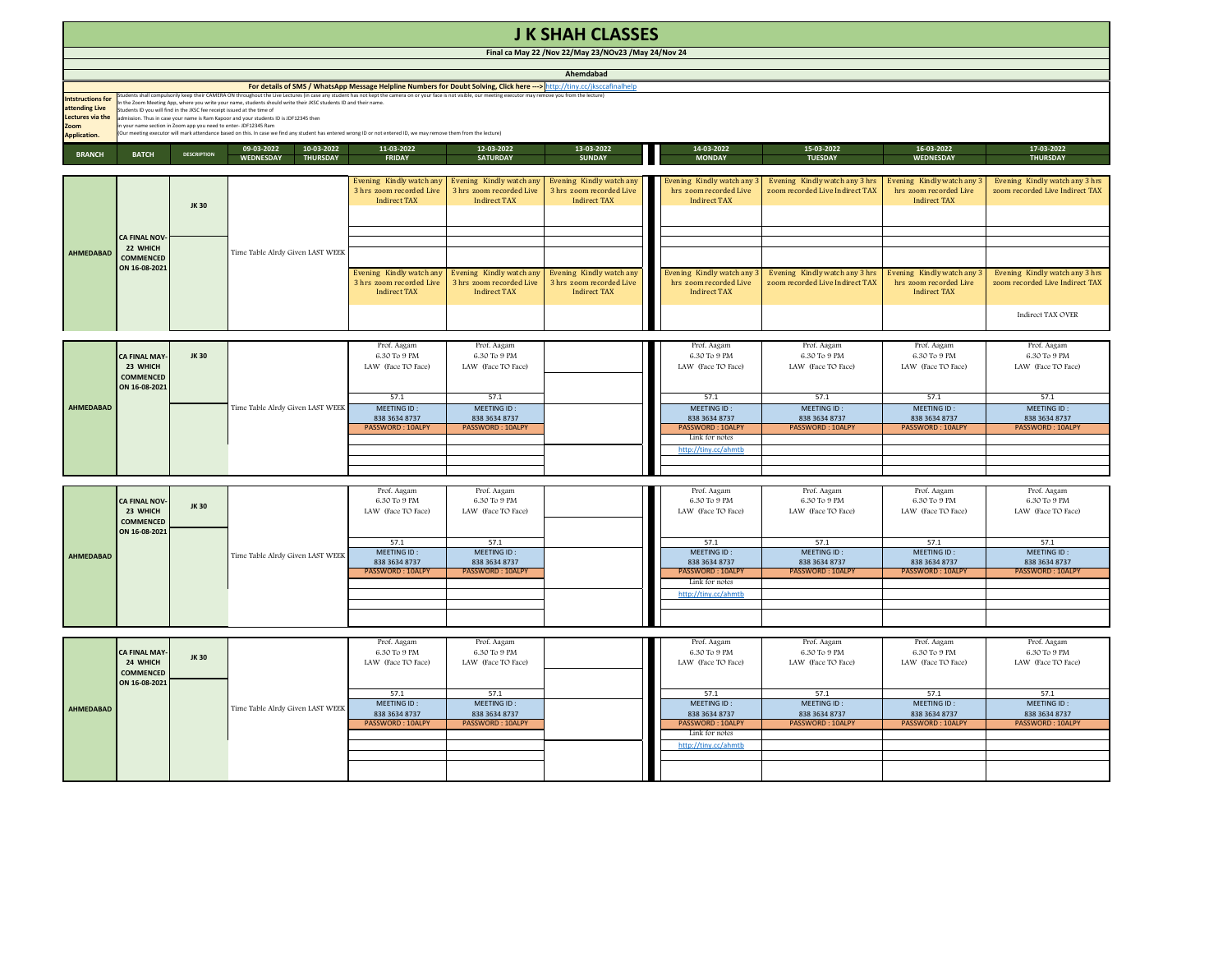# J K SHAH CLASSES

**Final ca May 22 /Nov 22/May 23/NOv23 /May 24/Nov 24**

**Ahemdabad**

**For details of SMS / WhatsApp Message Helpline Numbers for Doubt Solving, Click here ---> http://tiny.cc/jksccafinalhelp**

**Intstructions for attending Live Lectures via the Zoom Application.**

Students shall compulsorily keep their CAMERA ON throughout the Live Lectures (in case any student has not kept the camera on or your face is not visible, our meeting executor may remove you from the lecture)
In the Zoom Meeting App, where you write your name, students should write their JKSC students ID and their name.
Students ID you will find in the JKSC fee receipt issued at the time of
admission. Thus in case your name is Ram Kapoor and your students ID is JDF12345 then
in your name section in Zoom app you need to enter- JDF12345 Ram
(Our meeting executor will mark attendance based on this. In case we find any student has entered wrong ID or not entered ID, we may remove them from the lecture)

| BRANCH | BATCH | DESCRIPTION | 09-03-2022 WEDNESDAY | 10-03-2022 THURSDAY | 11-03-2022 FRIDAY | 12-03-2022 SATURDAY | 13-03-2022 SUNDAY | 14-03-2022 MONDAY | 15-03-2022 TUESDAY | 16-03-2022 WEDNESDAY | 17-03-2022 THURSDAY |
|---|---|---|---|---|---|---|---|---|---|---|---|
| AHMEDABAD | CA FINAL NOV-22 WHICH COMMENCED ON 16-08-2021 | JK 30 | Time Table Alrdy Given LAST WEEK | | Evening Kindly watch any 3 hrs zoom recorded Live Indirect TAX | Evening Kindly watch any 3 hrs zoom recorded Live Indirect TAX | Evening Kindly watch any 3 hrs zoom recorded Live Indirect TAX | Evening Kindly watch any 3 hrs zoom recorded Live Indirect TAX | Evening Kindly watch any 3 hrs zoom recorded Live Indirect TAX | Evening Kindly watch any 3 hrs zoom recorded Live Indirect TAX | Evening Kindly watch any 3 hrs zoom recorded Live Indirect TAX |
| | | | | | Evening Kindly watch any 3 hrs zoom recorded Live Indirect TAX | Evening Kindly watch any 3 hrs zoom recorded Live Indirect TAX | Evening Kindly watch any 3 hrs zoom recorded Live Indirect TAX | Evening Kindly watch any 3 hrs zoom recorded Live Indirect TAX | Evening Kindly watch any 3 hrs zoom recorded Live Indirect TAX | Evening Kindly watch any 3 hrs zoom recorded Live Indirect TAX | Evening Kindly watch any 3 hrs zoom recorded Live Indirect TAX |
| | | | | | | | | | | | Indirect TAX OVER |
| AHMEDABAD | CA FINAL MAY-23 WHICH COMMENCED ON 16-08-2021 | JK 30 | Time Table Alrdy Given LAST WEEK | | Prof. Aagam 6.30 To 9 PM LAW (Face TO Face) | Prof. Aagam 6.30 To 9 PM LAW (Face TO Face) | | Prof. Aagam 6.30 To 9 PM LAW (Face TO Face) | Prof. Aagam 6.30 To 9 PM LAW (Face TO Face) | Prof. Aagam 6.30 To 9 PM LAW (Face TO Face) | Prof. Aagam 6.30 To 9 PM LAW (Face TO Face) |
| | | | | | 57.1 | 57.1 | | 57.1 | 57.1 | 57.1 | 57.1 |
| | | | | | MEETING ID : 838 3634 8737 | MEETING ID : 838 3634 8737 | | MEETING ID : 838 3634 8737 | MEETING ID : 838 3634 8737 | MEETING ID : 838 3634 8737 | MEETING ID : 838 3634 8737 |
| | | | | | PASSWORD : 10ALPY | PASSWORD : 10ALPY | | PASSWORD : 10ALPY | PASSWORD : 10ALPY | PASSWORD : 10ALPY | PASSWORD : 10ALPY |
| | | | | | | | | Link for notes http://tiny.cc/ahmtb | | | |
| AHMEDABAD | CA FINAL NOV-23 WHICH COMMENCED ON 16-08-2021 | JK 30 | Time Table Alrdy Given LAST WEEK | | Prof. Aagam 6.30 To 9 PM LAW (Face TO Face) | Prof. Aagam 6.30 To 9 PM LAW (Face TO Face) | | Prof. Aagam 6.30 To 9 PM LAW (Face TO Face) | Prof. Aagam 6.30 To 9 PM LAW (Face TO Face) | Prof. Aagam 6.30 To 9 PM LAW (Face TO Face) | Prof. Aagam 6.30 To 9 PM LAW (Face TO Face) |
| | | | | | 57.1 | 57.1 | | 57.1 | 57.1 | 57.1 | 57.1 |
| | | | | | MEETING ID : 838 3634 8737 | MEETING ID : 838 3634 8737 | | MEETING ID : 838 3634 8737 | MEETING ID : 838 3634 8737 | MEETING ID : 838 3634 8737 | MEETING ID : 838 3634 8737 |
| | | | | | PASSWORD : 10ALPY | PASSWORD : 10ALPY | | PASSWORD : 10ALPY | PASSWORD : 10ALPY | PASSWORD : 10ALPY | PASSWORD : 10ALPY |
| | | | | | | | | Link for notes http://tiny.cc/ahmtb | | | |
| AHMEDABAD | CA FINAL MAY-24 WHICH COMMENCED ON 16-08-2021 | JK 30 | Time Table Alrdy Given LAST WEEK | | Prof. Aagam 6.30 To 9 PM LAW (Face TO Face) | Prof. Aagam 6.30 To 9 PM LAW (Face TO Face) | | Prof. Aagam 6.30 To 9 PM LAW (Face TO Face) | Prof. Aagam 6.30 To 9 PM LAW (Face TO Face) | Prof. Aagam 6.30 To 9 PM LAW (Face TO Face) | Prof. Aagam 6.30 To 9 PM LAW (Face TO Face) |
| | | | | | 57.1 | 57.1 | | 57.1 | 57.1 | 57.1 | 57.1 |
| | | | | | MEETING ID : 838 3634 8737 | MEETING ID : 838 3634 8737 | | MEETING ID : 838 3634 8737 | MEETING ID : 838 3634 8737 | MEETING ID : 838 3634 8737 | MEETING ID : 838 3634 8737 |
| | | | | | PASSWORD : 10ALPY | PASSWORD : 10ALPY | | PASSWORD : 10ALPY | PASSWORD : 10ALPY | PASSWORD : 10ALPY | PASSWORD : 10ALPY |
| | | | | | | | | Link for notes http://tiny.cc/ahmtb | | | |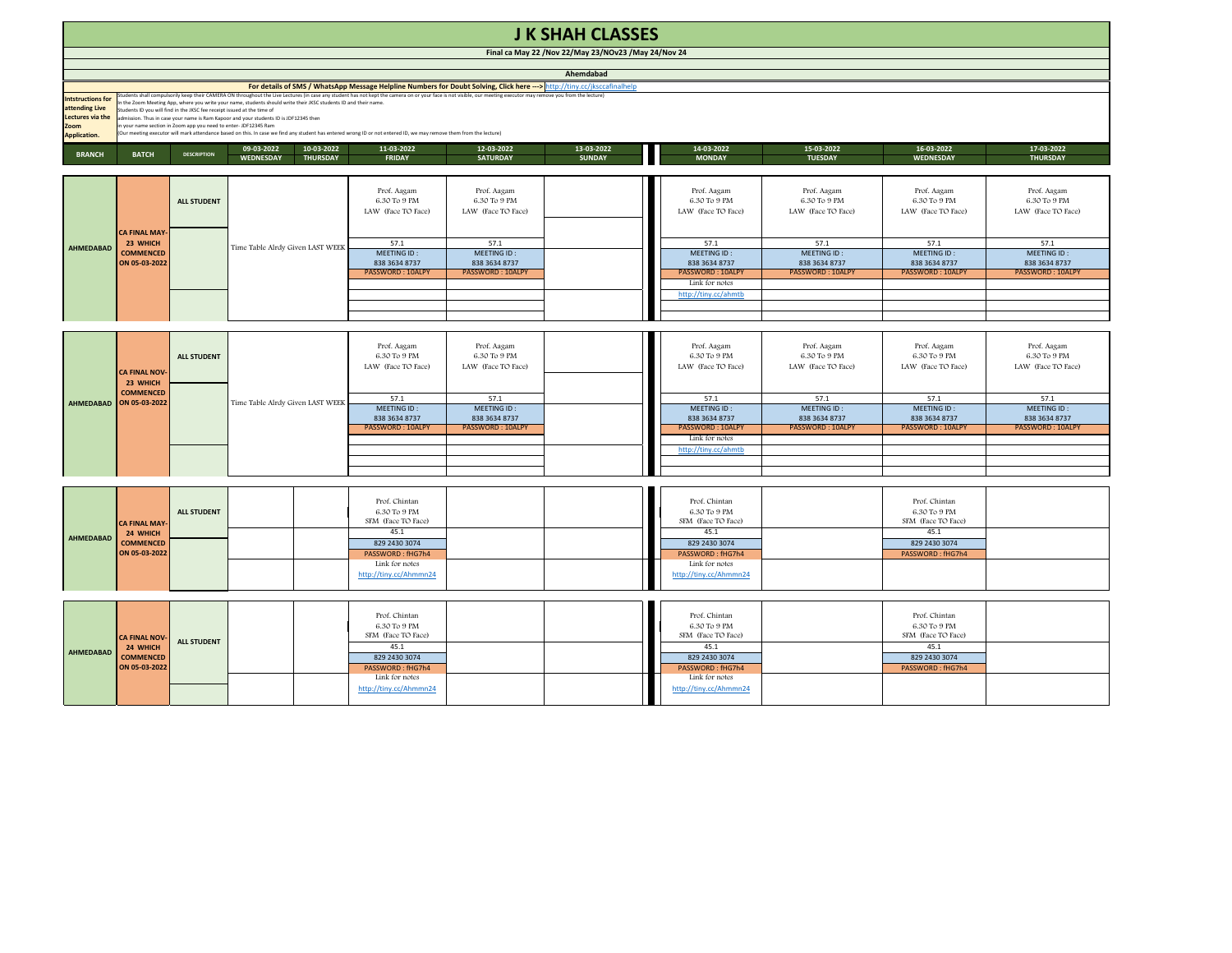# J K SHAH CLASSES

**Final ca May 22 /Nov 22/May 23/NOv23 /May 24/Nov 24**

**Ahemdabad**

**For details of SMS / WhatsApp Message Helpline Numbers for Doubt Solving, Click here --->** http://tiny.cc/jksccafinalhelp

**Intstructions for attending Live Lectures via the Zoom Application.**

Students shall compulsorily keep their CAMERA ON throughout the Live Lectures (in case any student has not kept the camera on or your face is not visible, our meeting executor may remove you from the lecture)
In the Zoom Meeting App, where you write your name, students should write their JKSC students ID and their name.
Students ID you will find in the JKSC fee receipt issued at the time of admission. Thus in case your name is Ram Kapoor and your students ID is JDF12345 then in your name section in Zoom app you need to enter- JDF12345 Ram
(Our meeting executor will mark attendance based on this. In case we find any student has entered wrong ID or not entered ID, we may remove them from the lecture)

| BRANCH | BATCH | DESCRIPTION | 09-03-2022 WEDNESDAY | 10-03-2022 THURSDAY | 11-03-2022 FRIDAY | 12-03-2022 SATURDAY | 13-03-2022 SUNDAY | 14-03-2022 MONDAY | 15-03-2022 TUESDAY | 16-03-2022 WEDNESDAY | 17-03-2022 THURSDAY |
|---|---|---|---|---|---|---|---|---|---|---|---|
| AHMEDABAD | CA FINAL MAY-23 WHICH COMMENCED ON 05-03-2022 | ALL STUDENT | Time Table Alrdy Given LAST WEEK | | Prof. Aagam 6.30 To 9 PM LAW (Face TO Face) 57.1 MEETING ID : 838 3634 8737 PASSWORD : 10ALPY | Prof. Aagam 6.30 To 9 PM LAW (Face TO Face) 57.1 MEETING ID : 838 3634 8737 PASSWORD : 10ALPY | | Prof. Aagam 6.30 To 9 PM LAW (Face TO Face) 57.1 MEETING ID : 838 3634 8737 PASSWORD : 10ALPY Link for notes http://tiny.cc/ahmtb | Prof. Aagam 6.30 To 9 PM LAW (Face TO Face) 57.1 MEETING ID : 838 3634 8737 PASSWORD : 10ALPY | Prof. Aagam 6.30 To 9 PM LAW (Face TO Face) 57.1 MEETING ID : 838 3634 8737 PASSWORD : 10ALPY | Prof. Aagam 6.30 To 9 PM LAW (Face TO Face) 57.1 MEETING ID : 838 3634 8737 PASSWORD : 10ALPY |
| AHMEDABAD | CA FINAL NOV-23 WHICH COMMENCED ON 05-03-2022 | ALL STUDENT | Time Table Alrdy Given LAST WEEK | | Prof. Aagam 6.30 To 9 PM LAW (Face TO Face) 57.1 MEETING ID : 838 3634 8737 PASSWORD : 10ALPY | Prof. Aagam 6.30 To 9 PM LAW (Face TO Face) 57.1 MEETING ID : 838 3634 8737 PASSWORD : 10ALPY | | Prof. Aagam 6.30 To 9 PM LAW (Face TO Face) 57.1 MEETING ID : 838 3634 8737 PASSWORD : 10ALPY Link for notes http://tiny.cc/ahmtb | Prof. Aagam 6.30 To 9 PM LAW (Face TO Face) 57.1 MEETING ID : 838 3634 8737 PASSWORD : 10ALPY | Prof. Aagam 6.30 To 9 PM LAW (Face TO Face) 57.1 MEETING ID : 838 3634 8737 PASSWORD : 10ALPY | Prof. Aagam 6.30 To 9 PM LAW (Face TO Face) 57.1 MEETING ID : 838 3634 8737 PASSWORD : 10ALPY |
| AHMEDABAD | CA FINAL MAY-24 WHICH COMMENCED ON 05-03-2022 | ALL STUDENT | | | Prof. Chintan 6.30 To 9 PM SFM (Face TO Face) 45.1 829 2430 3074 PASSWORD : fHG7h4 Link for notes http://tiny.cc/Ahmmn24 | | | Prof. Chintan 6.30 To 9 PM SFM (Face TO Face) 45.1 829 2430 3074 PASSWORD : fHG7h4 Link for notes http://tiny.cc/Ahmmn24 | | Prof. Chintan 6.30 To 9 PM SFM (Face TO Face) 45.1 829 2430 3074 PASSWORD : fHG7h4 | |
| AHMEDABAD | CA FINAL NOV-24 WHICH COMMENCED ON 05-03-2022 | ALL STUDENT | | | Prof. Chintan 6.30 To 9 PM SFM (Face TO Face) 45.1 829 2430 3074 PASSWORD : fHG7h4 Link for notes http://tiny.cc/Ahmmn24 | | | Prof. Chintan 6.30 To 9 PM SFM (Face TO Face) 45.1 829 2430 3074 PASSWORD : fHG7h4 Link for notes http://tiny.cc/Ahmmn24 | | Prof. Chintan 6.30 To 9 PM SFM (Face TO Face) 45.1 829 2430 3074 PASSWORD : fHG7h4 | |